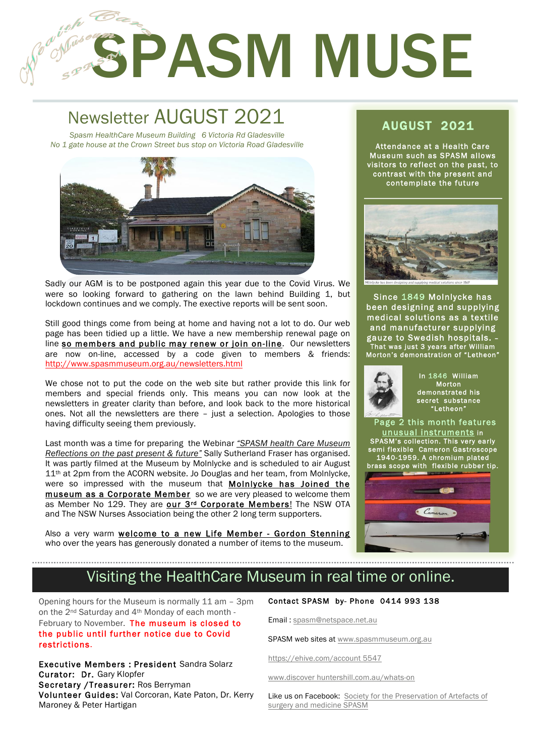# SPASM MUSE

## Newsletter AUGUST 2021

*Spasm HealthCare Museum Building 6 Victoria Rd Gladesville*
*No 1 gate house at the Crown Street bus stop on Victoria Road Gladesville*

Sadly our AGM is to be postponed again this year due to the Covid Virus. We were so looking forward to gathering on the lawn behind Building 1, but lockdown continues and we comply. The exective reports will be sent soon.

Still good things come from being at home and having not a lot to do. Our web page has been tidied up a little. We have a new membership renewal page on line **so members and public may renew or join on-line**. Our newsletters are now on-line, accessed by a code given to members & friends: http://www.spasmmuseum.org.au/newsletters.html

We chose not to put the code on the web site but rather provide this link for members and special friends only. This means you can now look at the newsletters in greater clarity than before, and look back to the more historical ones. Not all the newsletters are there – just a selection. Apologies to those having difficulty seeing them previously.

Last month was a time for preparing the Webinar *"SPASM health Care Museum Reflections on the past present & future"* Sally Sutherland Fraser has organised. It was partly filmed at the Museum by Molnlycke and is scheduled to air August 11th at 2pm from the ACORN website. Jo Douglas and her team, from Molnlycke, were so impressed with the museum that **Molnlycke has Joined the museum as a Corporate Member** so we are very pleased to welcome them as Member No 129. They are **our 3rd Corporate Members**! The NSW OTA and The NSW Nurses Association being the other 2 long term supporters.

Also a very warm **welcome to a new Life Member - Gordon Stenning** who over the years has generously donated a number of items to the museum.

## AUGUST 2021

**Attendance at a Health Care Museum such as SPASM allows visitors to reflect on the past, to contrast with the present and contemplate the future**

Mölnlycke has been designing and supplying medical solutions since 1849

**Since 1849 Molnlycke has been designing and supplying medical solutions as a textile and manufacturer supplying gauze to Swedish hospitals. -** That was just 3 years after William Morton's demonstration of "Letheon"

In 1846 William Morton demonstrated his secret substance "Letheon"

Page 2 this month features **unusual instruments** in SPASM's collection. This very early semi flexible Cameron Gastroscope 1940-1959. A chromium plated brass scope with flexible rubber tip.

## Visiting the HealthCare Museum in real time or online.

Opening hours for the Museum is normally 11 am – 3pm on the 2nd Saturday and 4th Monday of each month - February to November. **The museum is closed to the public until further notice due to Covid restrictions.**

**Executive Members : President** Sandra Solarz
**Curator: Dr.** Gary Klopfer
**Secretary /Treasurer:** Ros Berryman
**Volunteer Guides:** Val Corcoran, Kate Paton, Dr. Kerry Maroney & Peter Hartigan

**Contact SPASM by- Phone 0414 993 138**

Email : spasm@netspace.net.au

SPASM web sites at www.spasmmuseum.org.au

https://ehive.com/account 5547

www.discover huntershill.com.au/whats-on

Like us on Facebook: Society for the Preservation of Artefacts of surgery and medicine SPASM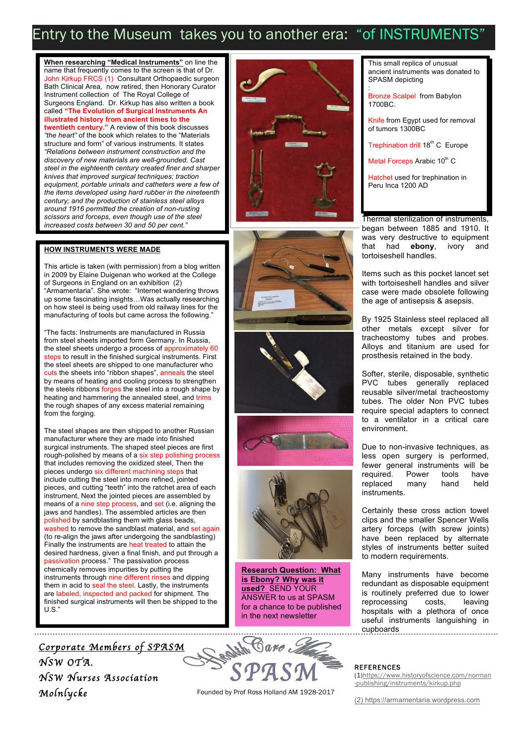# Entry to the Museum takes you to another era: "of INSTRUMENTS"

**When researching "Medical Instruments"** on line the name that frequently comes to the screen is that of Dr. John Kirkup FRCS (1) Consultant Orthopaedic surgeon Bath Clinical Area, now retired, then Honorary Curator Instrument collection of The Royal College of Surgeons England. Dr. Kirkup has also written a book called **"The Evolution of Surgical Instruments An illustrated history from ancient times to the twentieth century."** A review of this book discusses *"the heart"* of the book which relates to the "Materials structure and form" of various instruments. It states *"Relations between instrument construction and the discovery of new materials are well-grounded. Cast steel in the eighteenth century created finer and sharper knives that improved surgical techniques; traction equipment, portable urinals and catheters were a few of the items developed using hard rubber in the nineteenth century; and the production of stainless steel alloys around 1916 permitted the creation of non-rusting scissors and forceps, even though use of the steel increased costs between 30 and 50 per cent."*

## HOW INSTRUMENTS WERE MADE

This article is taken (with permission) from a blog written in 2009 by Elaine Duigenan who worked at the College of Surgeons in England on an exhibition (2) "Armamentaria". She wrote: "Internet wandering throws up some fascinating insights…Was actually researching on how steel is being used from old railway lines for the manufacturing of tools but came across the following."

"The facts: Instruments are manufactured in Russia from steel sheets imported form Germany. In Russia, the steel sheets undergo a process of approximately 60 steps to result in the finished surgical instruments. First the steel sheets are shipped to one manufacturer who cuts the sheets into "ribbon shapes", anneals the steel by means of heating and cooling process to strengthen the steels ribbons forges the steel into a rough shape by heating and hammering the annealed steel, and trims the rough shapes of any excess material remaining from the forging.

The steel shapes are then shipped to another Russian manufacturer where they are made into finished surgical instruments. The shaped steel pieces are first rough-polished by means of a six step polishing process that includes removing the oxidized steel, Then the pieces undergo six different machining steps that include cutting the steel into more refined, jointed pieces, and cutting "teeth" into the ratchet area of each instrument, Next the jointed pieces are assembled by means of a nine step process, and set (i.e. aligning the jaws and handles). The assembled articles are then polished by sandblasting them with glass beads, washed to remove the sandblast material, and set again (to re-align the jaws after undergoing the sandblasting) Finally the instruments are heat treated to attain the desired hardness, given a final finish, and put through a passivation process." The passivation process chemically removes impurities by putting the instruments through nine different rinses and dipping them in acid to seal the steel. Lastly, the instruments are labeled, inspected and packed for shipment. The finished surgical instruments will then be shipped to the U.S."

This small replica of unusual ancient instruments was donated to SPASM depicting
:
Bronze Scalpel from Babylon 1700BC.

Knife from Egypt used for removal of tumors 1300BC

Trephination drill 18th C Europe

Metal Forceps Arabic 10th C

Hatchet used for trephination in Peru Inca 1200 AD

Thermal sterilization of instruments, began between 1885 and 1910. It was very destructive to equipment that had **ebony**, ivory and tortoiseshell handles.

Items such as this pocket lancet set with tortoiseshell handles and silver case were made obsolete following the age of antisepsis & asepsis.

By 1925 Stainless steel replaced all other metals except silver for tracheostomy tubes and probes. Alloys and titanium are used for prosthesis retained in the body.

Softer, sterile, disposable, synthetic PVC tubes generally replaced reusable silver/metal tracheostomy tubes. The older Non PVC tubes require special adapters to connect to a ventilator in a critical care environment.

Due to non-invasive techniques, as less open surgery is performed, fewer general instruments will be required. Power tools have replaced many hand held instruments.

Certainly these cross action towel clips and the smaller Spencer Wells artery forceps (with screw joints) have been replaced by alternate styles of instruments better suited to modern requirements.

Many instruments have become redundant as disposable equipment is routinely preferred due to lower reprocessing costs, leaving hospitals with a plethora of once useful instruments languishing in cupboards

**Research Question: What is Ebony? Why was it used?** SEND YOUR ANSWER to us at SPASM for a chance to be published in the next newsletter

*Corporate Members of SPASM*
*NSW OTA.*
*NSW Nurses Association*
*Molnlycke*

Health Care Museum SPASM

Founded by Prof Ross Holland AM 1928-2017

REFERENCES

(1)https://www.historyofscience.com/norman-publishing/instruments/kirkup.php

(2) https://armamentaria.wordpress.com